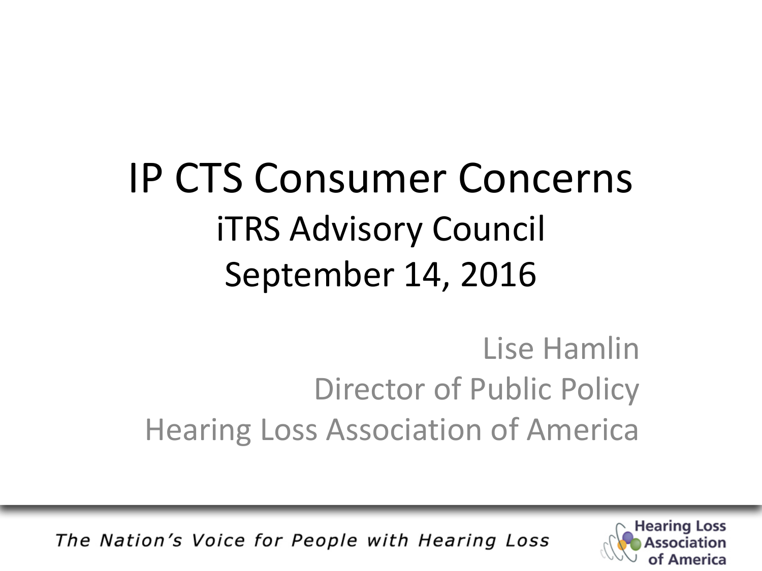# IP CTS Consumer Concerns

## iTRS Advisory Council

## September 14, 2016

Lise Hamlin
Director of Public Policy
Hearing Loss Association of America

*The Nation's Voice for People with Hearing Loss*

Hearing Loss Association of America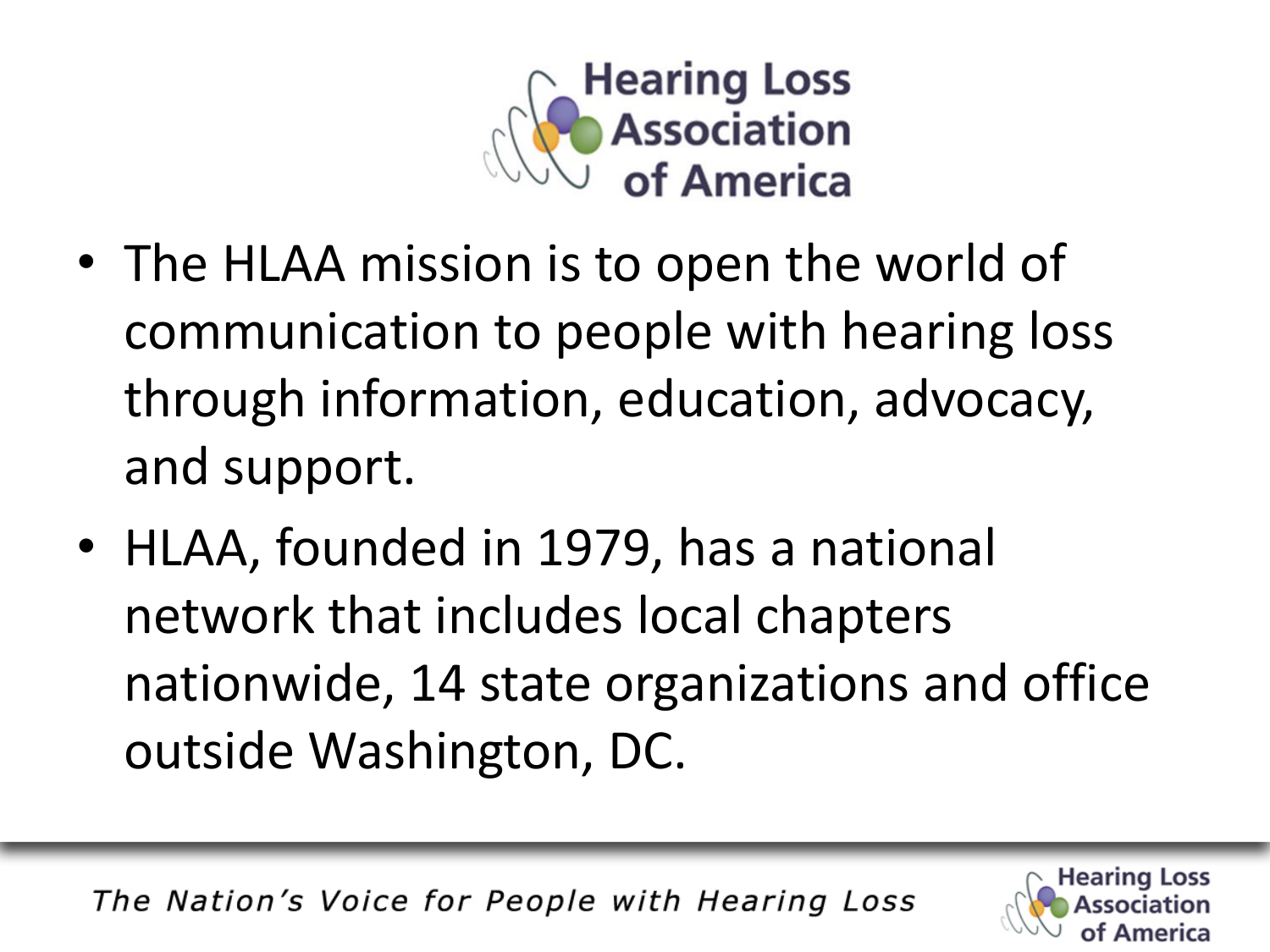# Hearing Loss Association of America

- The HLAA mission is to open the world of communication to people with hearing loss through information, education, advocacy, and support.
- HLAA, founded in 1979, has a national network that includes local chapters nationwide, 14 state organizations and office outside Washington, DC.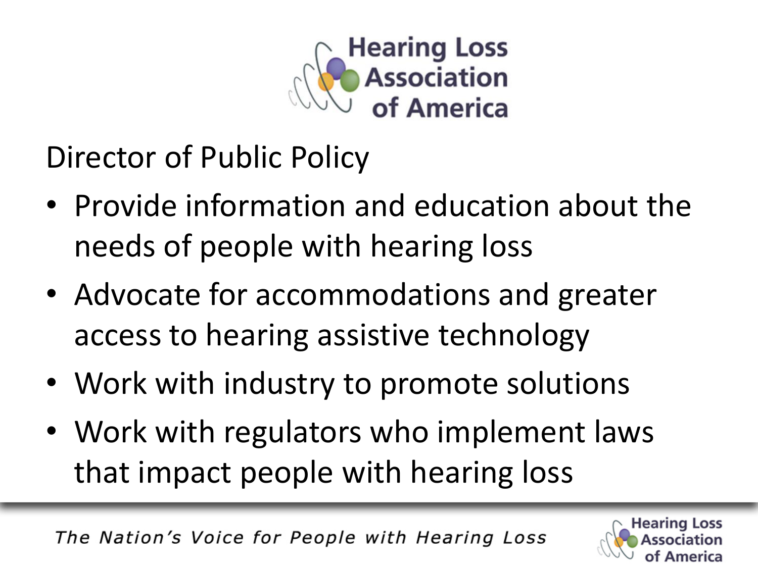Hearing Loss Association of America

## Director of Public Policy

- Provide information and education about the needs of people with hearing loss
- Advocate for accommodations and greater access to hearing assistive technology
- Work with industry to promote solutions
- Work with regulators who implement laws that impact people with hearing loss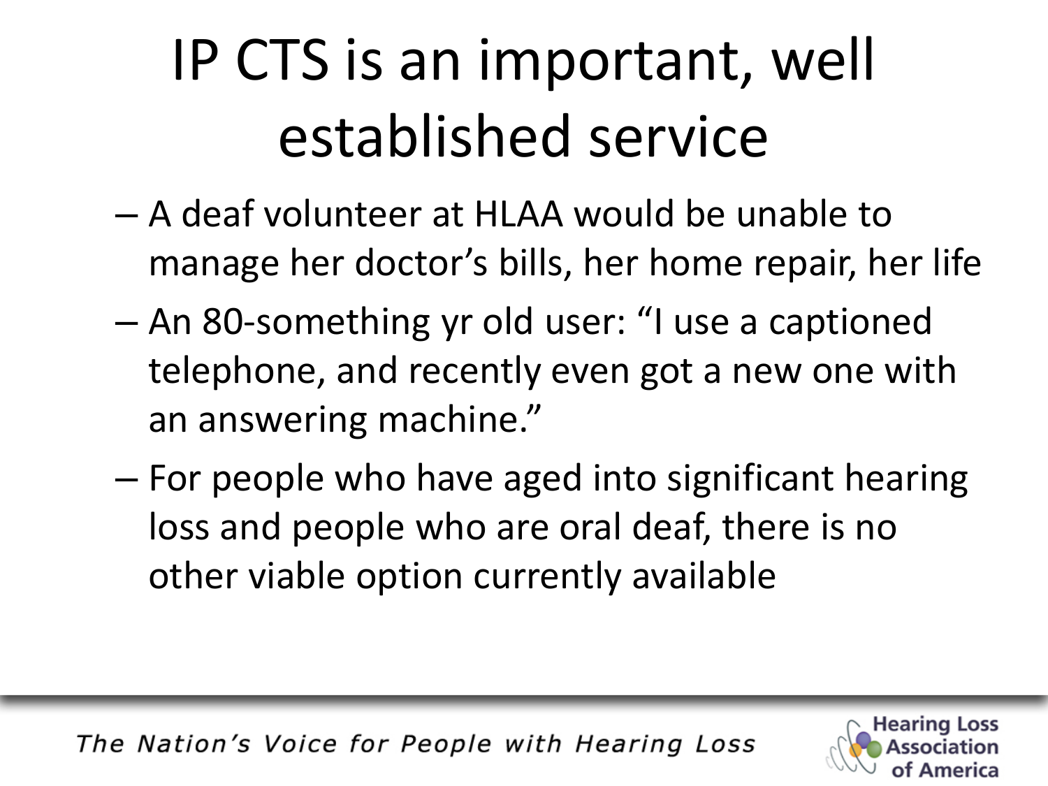# IP CTS is an important, well established service

- A deaf volunteer at HLAA would be unable to manage her doctor's bills, her home repair, her life
- An 80-something yr old user: "I use a captioned telephone, and recently even got a new one with an answering machine."
- For people who have aged into significant hearing loss and people who are oral deaf, there is no other viable option currently available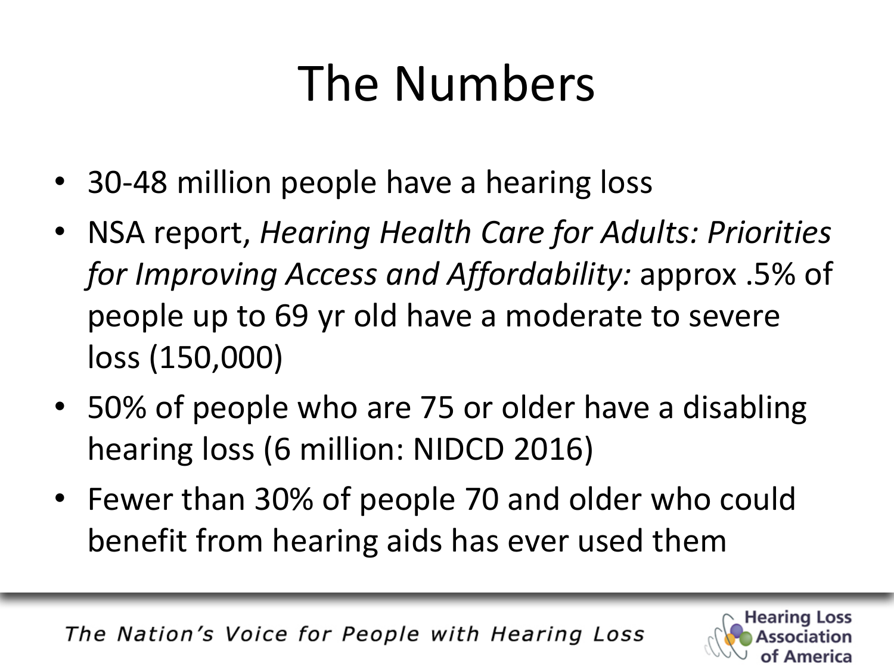# The Numbers

- 30-48 million people have a hearing loss
- NSA report, *Hearing Health Care for Adults: Priorities for Improving Access and Affordability:* approx .5% of people up to 69 yr old have a moderate to severe loss (150,000)
- 50% of people who are 75 or older have a disabling hearing loss (6 million: NIDCD 2016)
- Fewer than 30% of people 70 and older who could benefit from hearing aids has ever used them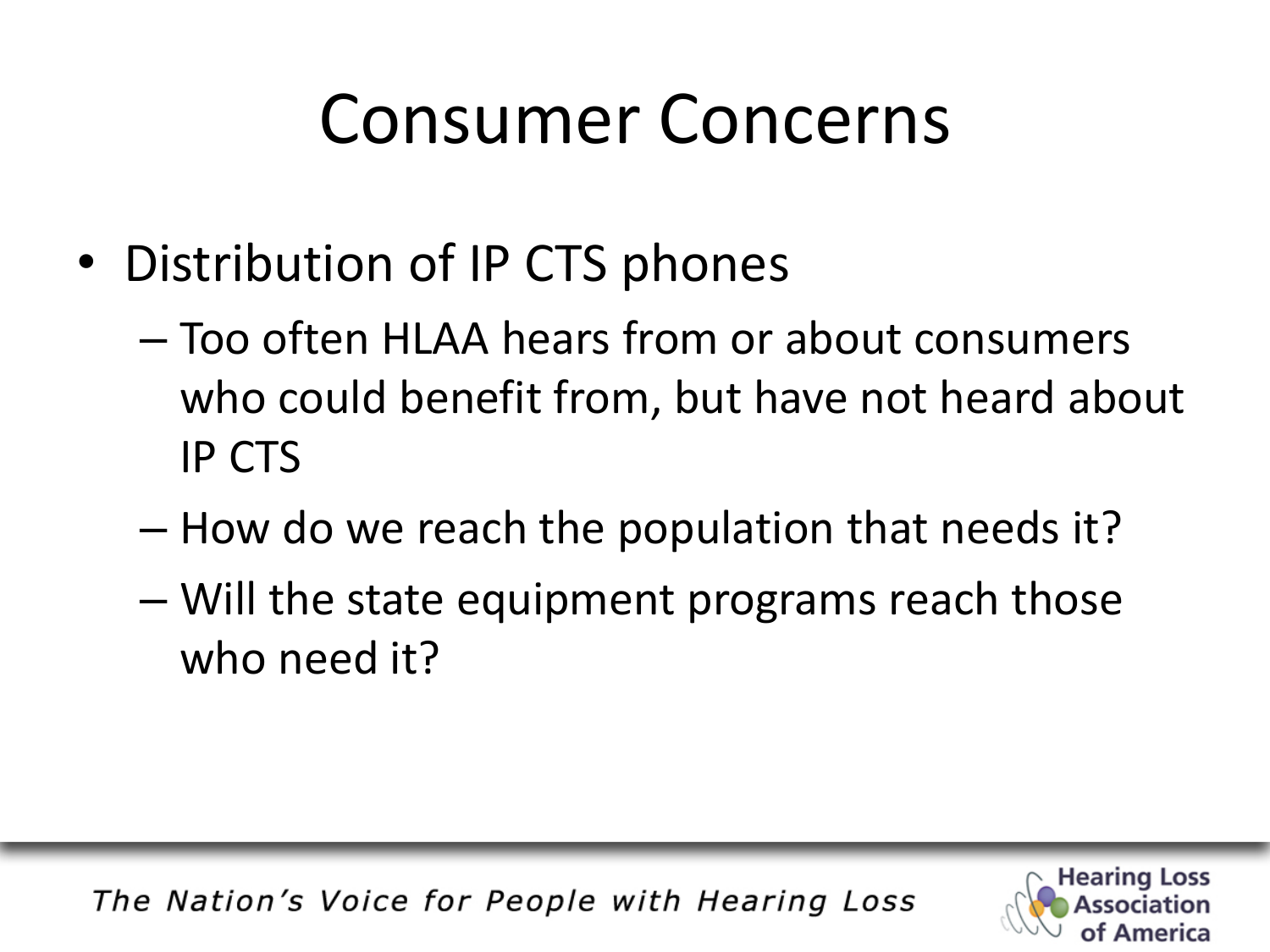# Consumer Concerns

- Distribution of IP CTS phones
  - Too often HLAA hears from or about consumers who could benefit from, but have not heard about IP CTS
  - How do we reach the population that needs it?
  - Will the state equipment programs reach those who need it?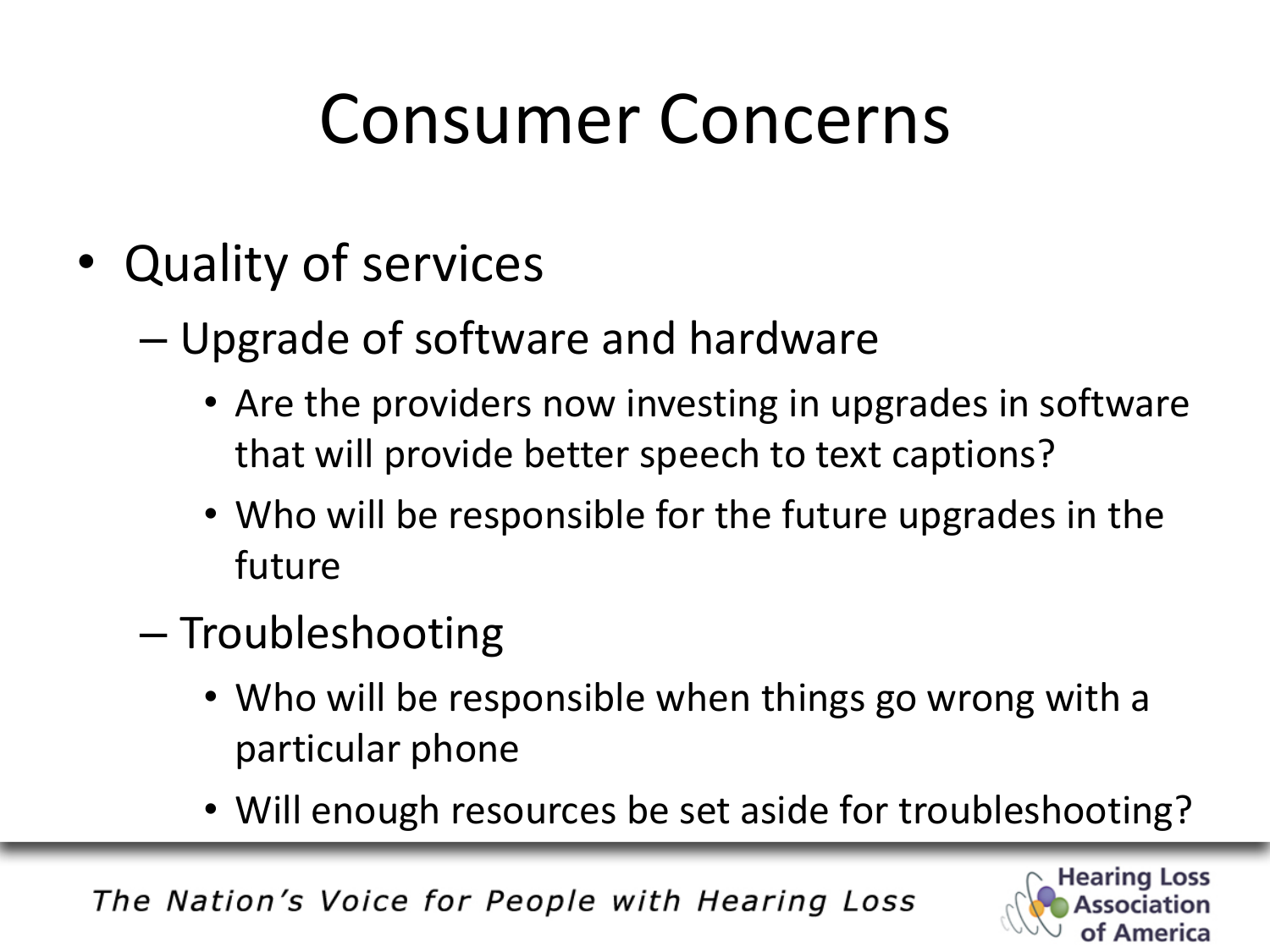# Consumer Concerns

- Quality of services
  - Upgrade of software and hardware
    - Are the providers now investing in upgrades in software that will provide better speech to text captions?
    - Who will be responsible for the future upgrades in the future
  - Troubleshooting
    - Who will be responsible when things go wrong with a particular phone
    - Will enough resources be set aside for troubleshooting?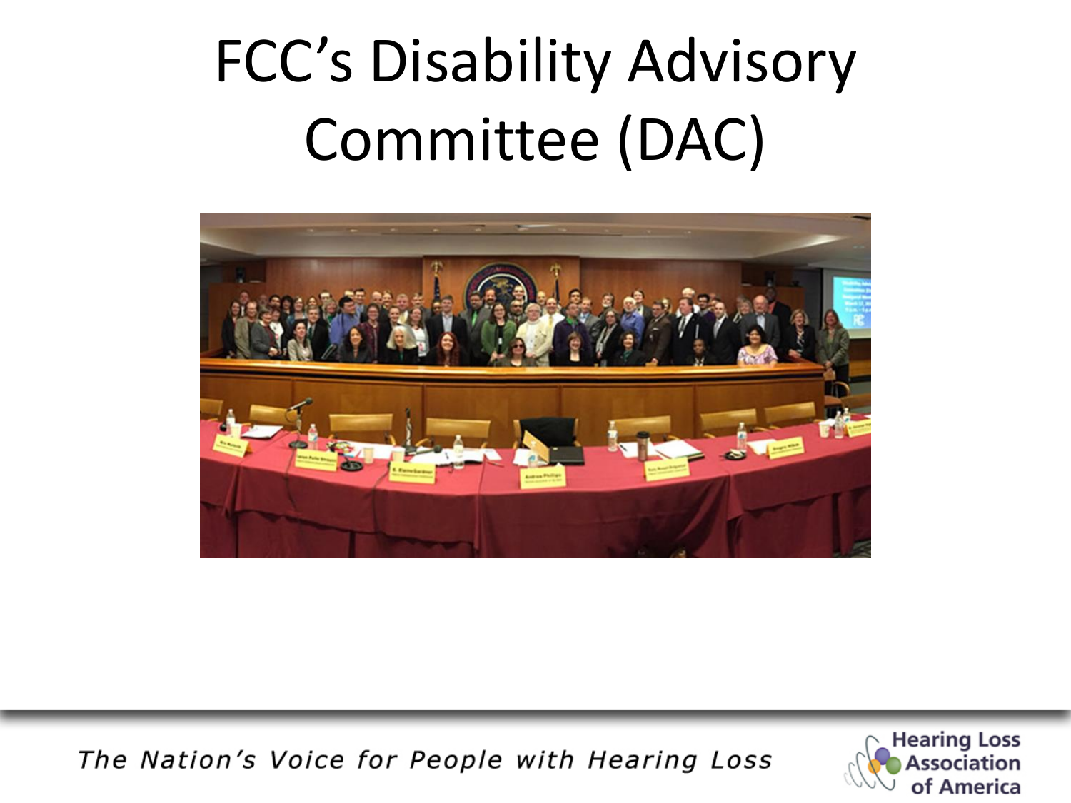# FCC's Disability Advisory Committee (DAC)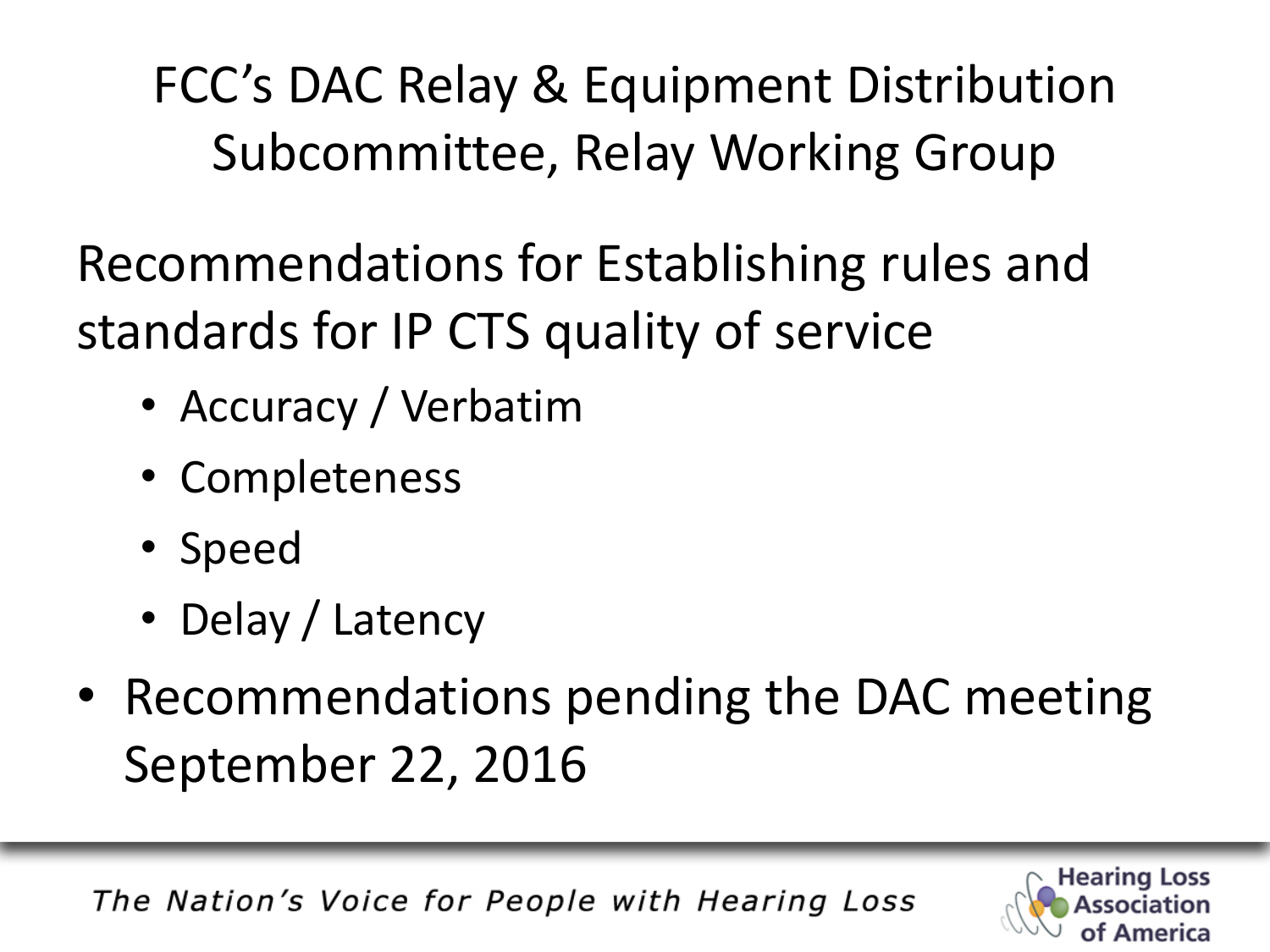# FCC's DAC Relay & Equipment Distribution Subcommittee, Relay Working Group

Recommendations for Establishing rules and standards for IP CTS quality of service

- Accuracy / Verbatim
- Completeness
- Speed
- Delay / Latency

- Recommendations pending the DAC meeting September 22, 2016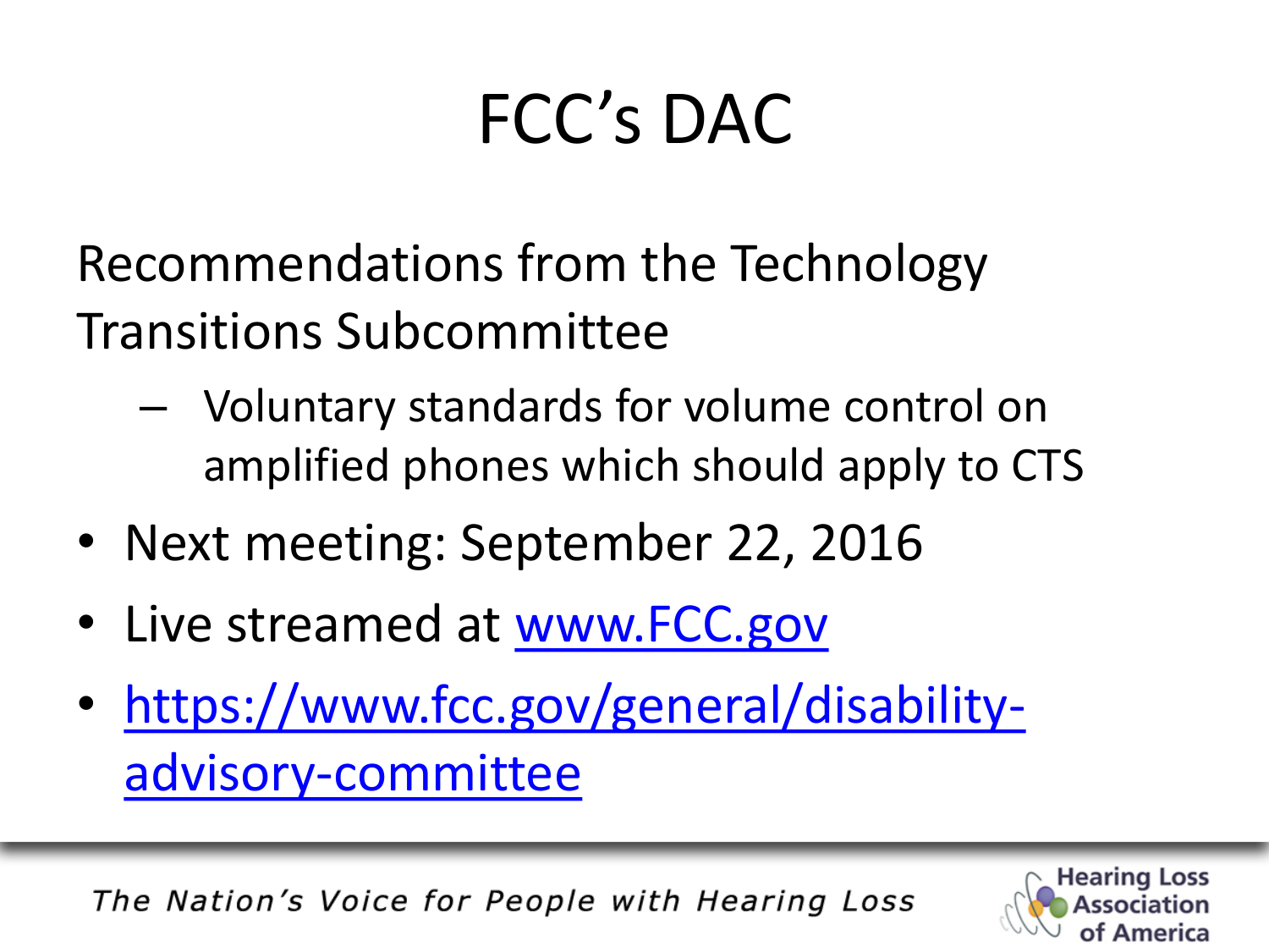# FCC's DAC

Recommendations from the Technology Transitions Subcommittee

- Voluntary standards for volume control on amplified phones which should apply to CTS

- Next meeting: September 22, 2016
- Live streamed at www.FCC.gov
- https://www.fcc.gov/general/disability-advisory-committee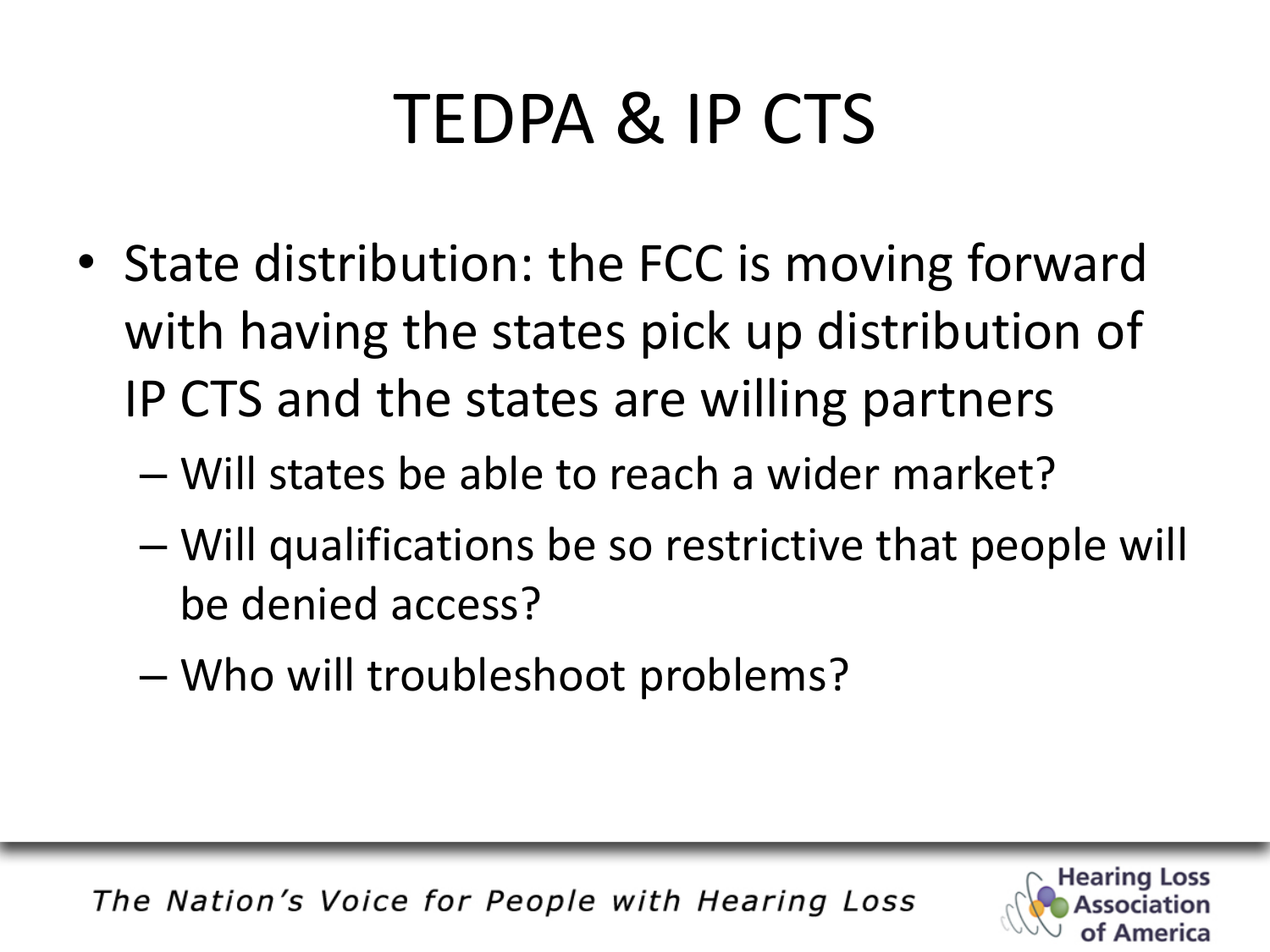# TEDPA & IP CTS

- State distribution: the FCC is moving forward with having the states pick up distribution of IP CTS and the states are willing partners
  - Will states be able to reach a wider market?
  - Will qualifications be so restrictive that people will be denied access?
  - Who will troubleshoot problems?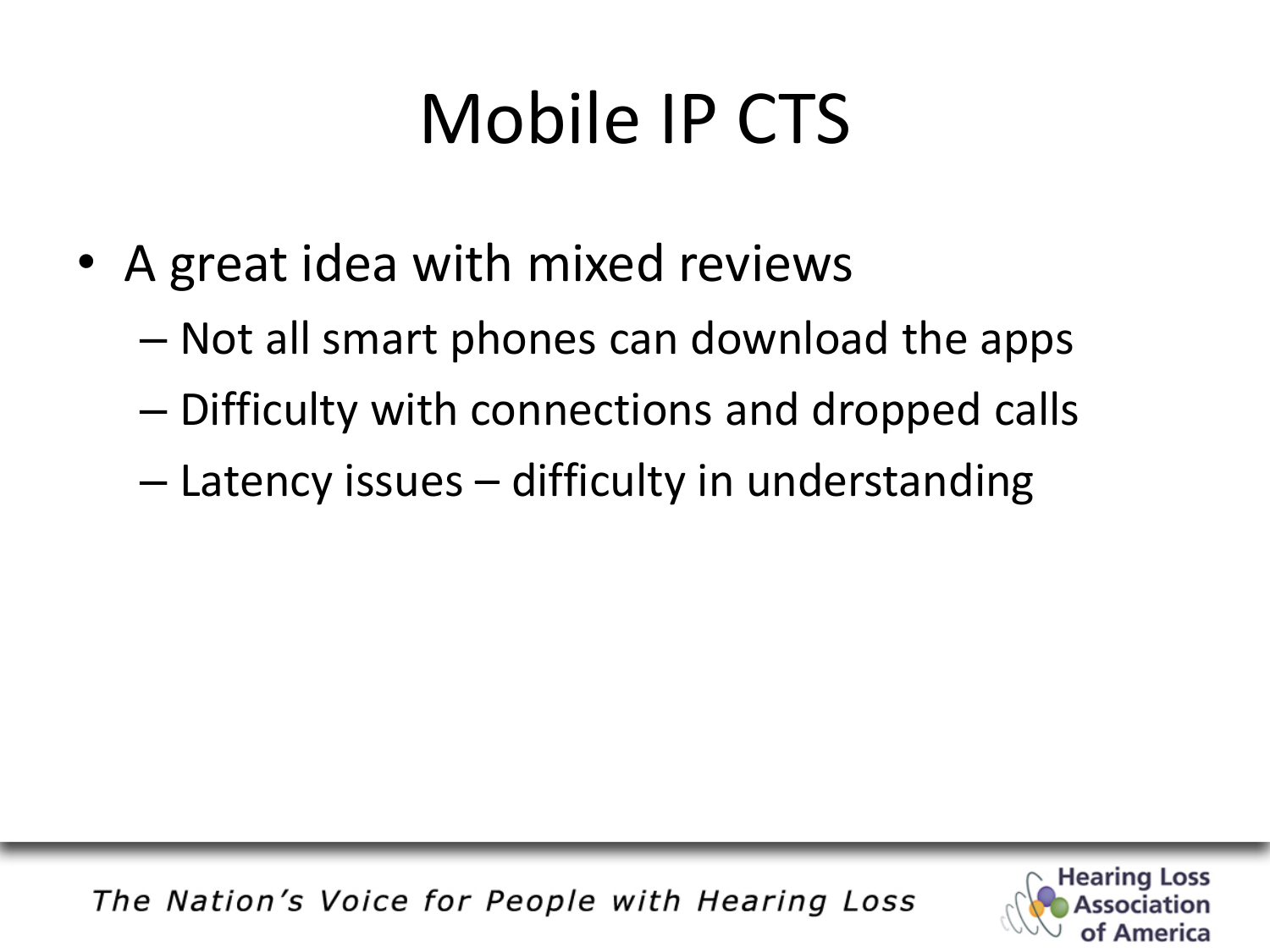# Mobile IP CTS

- A great idea with mixed reviews
  - Not all smart phones can download the apps
  - Difficulty with connections and dropped calls
  - Latency issues – difficulty in understanding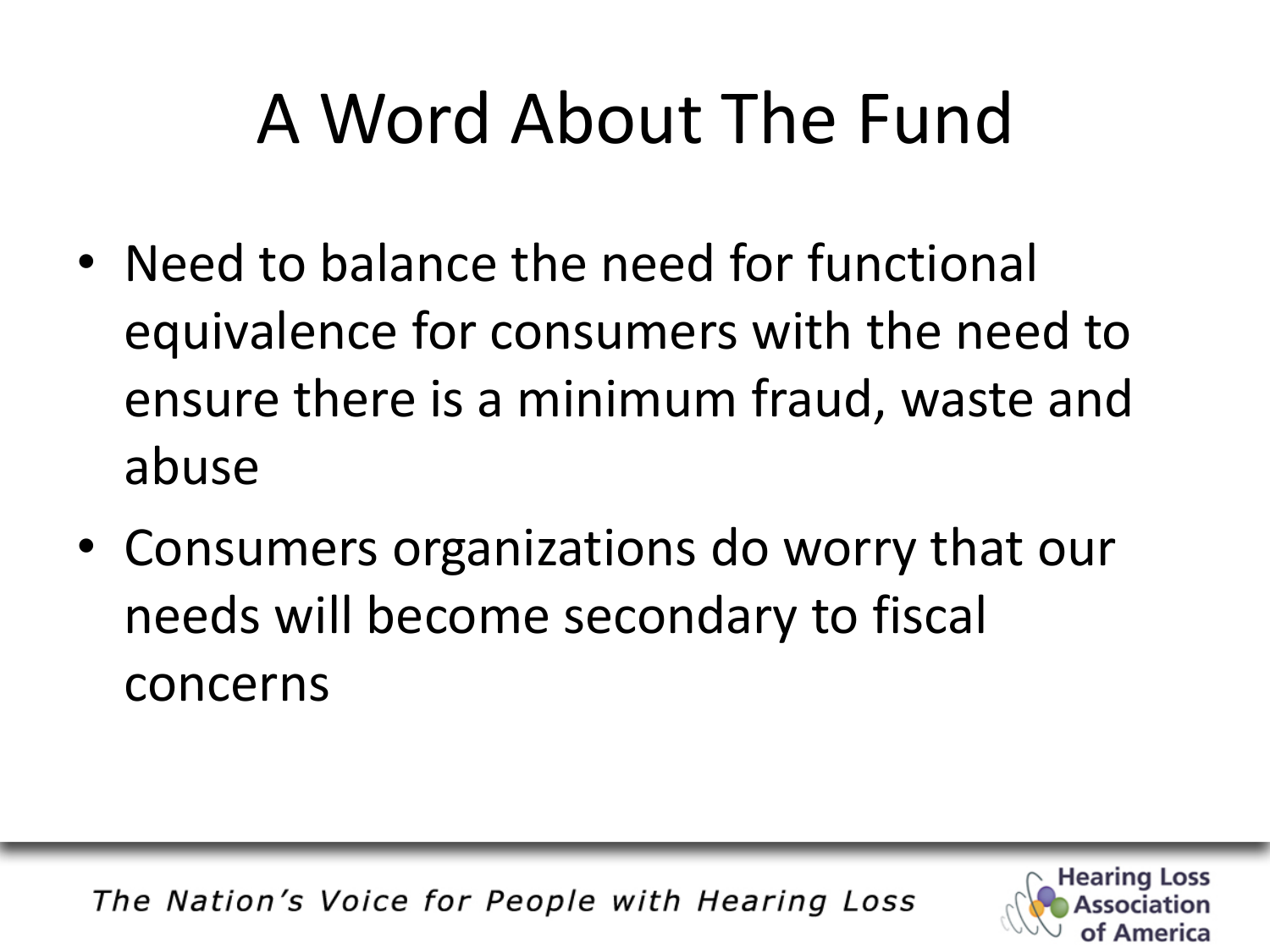# A Word About The Fund

- Need to balance the need for functional equivalence for consumers with the need to ensure there is a minimum fraud, waste and abuse
- Consumers organizations do worry that our needs will become secondary to fiscal concerns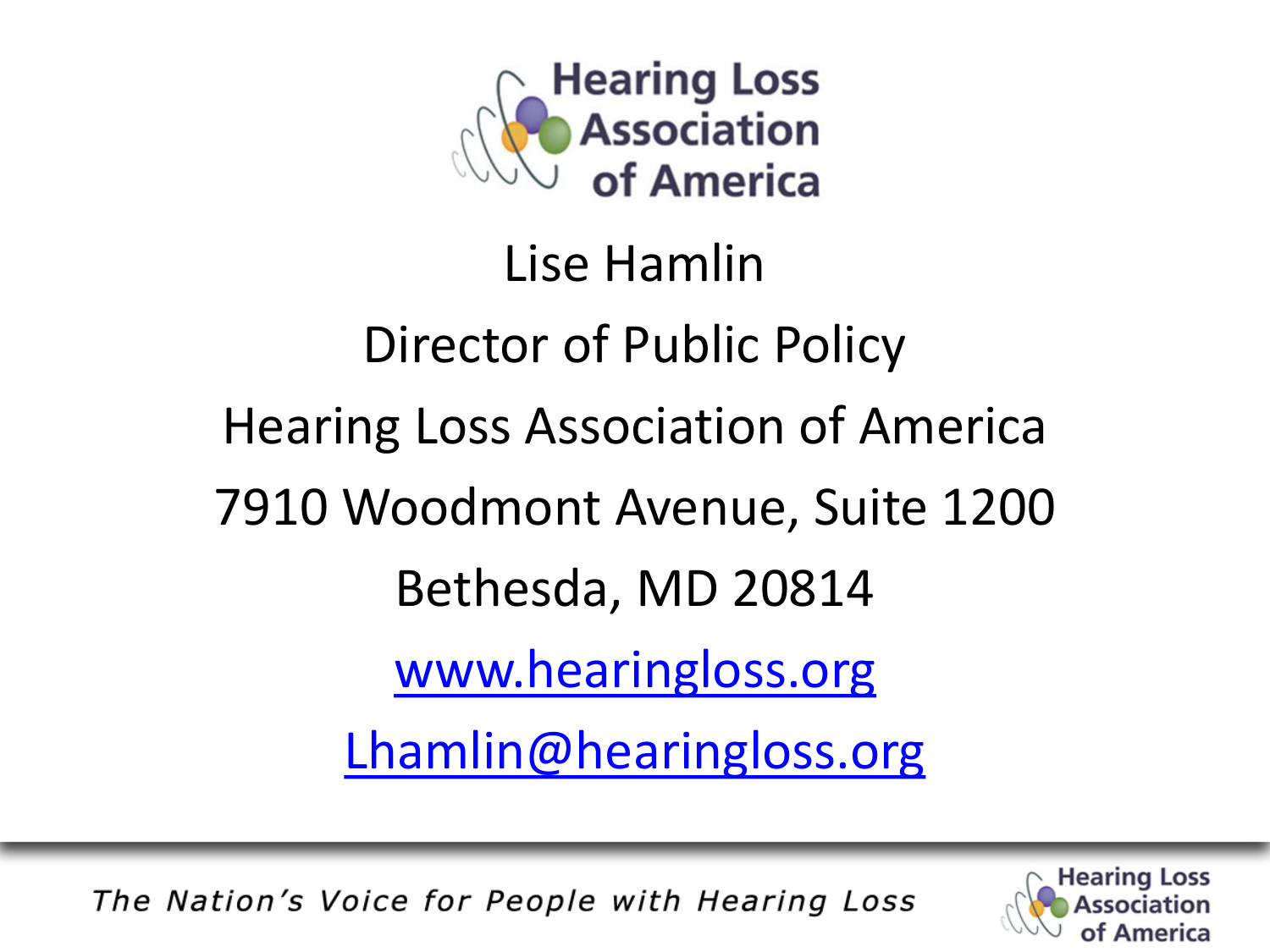Hearing Loss Association of America

Lise Hamlin

Director of Public Policy

Hearing Loss Association of America

7910 Woodmont Avenue, Suite 1200

Bethesda, MD 20814

www.hearingloss.org

Lhamlin@hearingloss.org